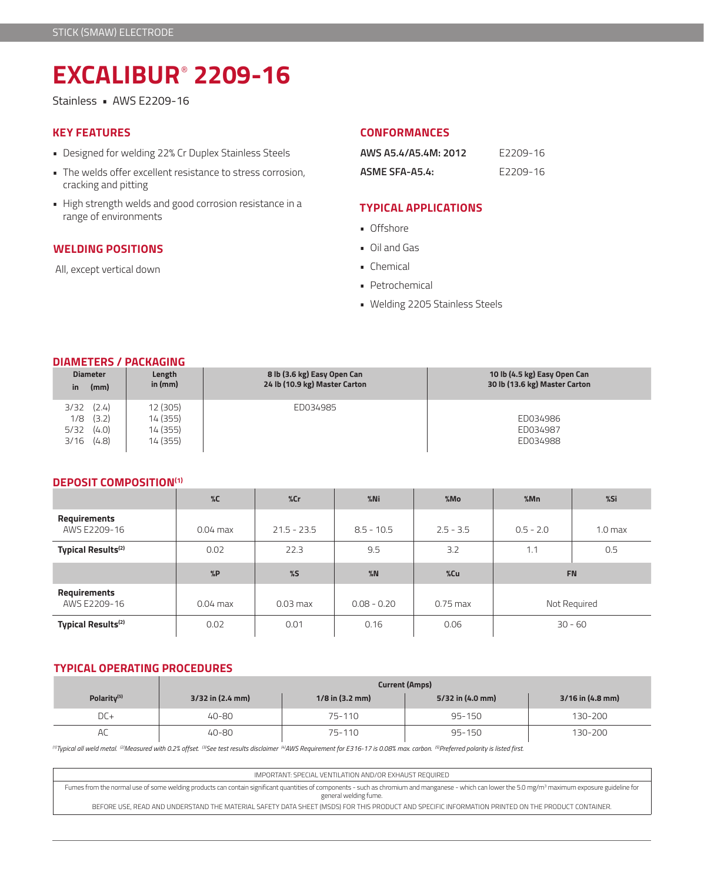STICK (SMAW) ELECTRODE

# EXCALIBUR® 2209-16

Stainless ▪ AWS E2209-16

## KEY FEATURES

- Designed for welding 22% Cr Duplex Stainless Steels
- The welds offer excellent resistance to stress corrosion, cracking and pitting
- High strength welds and good corrosion resistance in a range of environments

## WELDING POSITIONS

All, except vertical down

## CONFORMANCES

| | |
|---|---|
| **AWS A5.4/A5.4M: 2012** | E2209-16 |
| **ASME SFA-A5.4:** | E2209-16 |

## TYPICAL APPLICATIONS

- Offshore
- Oil and Gas
- Chemical
- Petrochemical
- Welding 2205 Stainless Steels

## DIAMETERS / PACKAGING

| Diameter in (mm) | Length in (mm) | 8 lb (3.6 kg) Easy Open Can 24 lb (10.9 kg) Master Carton | 10 lb (4.5 kg) Easy Open Can 30 lb (13.6 kg) Master Carton |
|---|---|---|---|
| 3/32 (2.4) | 12 (305) | ED034985 | |
| 1/8 (3.2) | 14 (355) | | ED034986 |
| 5/32 (4.0) | 14 (355) | | ED034987 |
| 3/16 (4.8) | 14 (355) | | ED034988 |

## DEPOSIT COMPOSITION[(1)]

| | %C | %Cr | %Ni | %Mo | %Mn | %Si |
|---|---|---|---|---|---|---|
| **Requirements** AWS E2209-16 | 0.04 max | 21.5 - 23.5 | 8.5 - 10.5 | 2.5 - 3.5 | 0.5 - 2.0 | 1.0 max |
| **Typical Results[(2)]** | 0.02 | 22.3 | 9.5 | 3.2 | 1.1 | 0.5 |

| | %P | %S | %N | %Cu | FN |
|---|---|---|---|---|---|
| **Requirements** AWS E2209-16 | 0.04 max | 0.03 max | 0.08 - 0.20 | 0.75 max | Not Required |
| **Typical Results[(2)]** | 0.02 | 0.01 | 0.16 | 0.06 | 30 - 60 |

## TYPICAL OPERATING PROCEDURES

| | Current (Amps) | | | |
|---|---|---|---|---|
| **Polarity[(5)]** | **3/32 in (2.4 mm)** | **1/8 in (3.2 mm)** | **5/32 in (4.0 mm)** | **3/16 in (4.8 mm)** |
| DC+ | 40-80 | 75-110 | 95-150 | 130-200 |
| AC | 40-80 | 75-110 | 95-150 | 130-200 |

*[(1)]Typical all weld metal. [(2)]Measured with 0.2% offset. [(3)]See test results disclaimer [(4)]AWS Requirement for E316-17 is 0.08% max. carbon. [(5)]Preferred polarity is listed first.*

IMPORTANT: SPECIAL VENTILATION AND/OR EXHAUST REQUIRED

Fumes from the normal use of some welding products can contain significant quantities of components - such as chromium and manganese - which can lower the 5.0 mg/m³ maximum exposure guideline for general welding fume.

BEFORE USE, READ AND UNDERSTAND THE MATERIAL SAFETY DATA SHEET (MSDS) FOR THIS PRODUCT AND SPECIFIC INFORMATION PRINTED ON THE PRODUCT CONTAINER.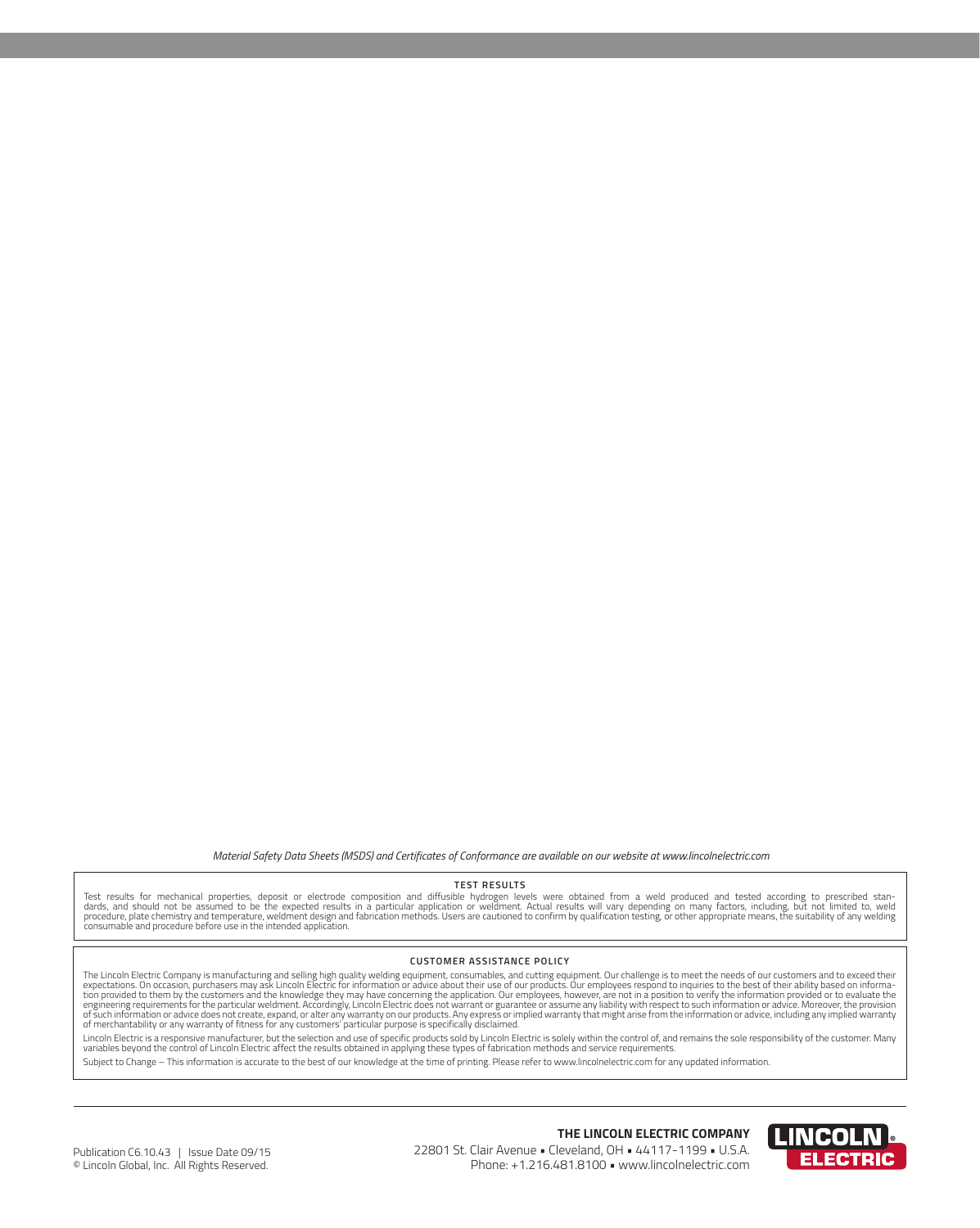*Material Safety Data Sheets (MSDS) and Certificates of Conformance are available on our website at www.lincolnelectric.com*

**TEST RESULTS**

Test results for mechanical properties, deposit or electrode composition and diffusible hydrogen levels were obtained from a weld produced and tested according to prescribed standards, and should not be assumed to be the expected results in a particular application or weldment. Actual results will vary depending on many factors, including, but not limited to, weld procedure, plate chemistry and temperature, weldment design and fabrication methods. Users are cautioned to confirm by qualification testing, or other appropriate means, the suitability of any welding consumable and procedure before use in the intended application.

**CUSTOMER ASSISTANCE POLICY**

The Lincoln Electric Company is manufacturing and selling high quality welding equipment, consumables, and cutting equipment. Our challenge is to meet the needs of our customers and to exceed their expectations. On occasion, purchasers may ask Lincoln Electric for information or advice about their use of our products. Our employees respond to inquiries to the best of their ability based on information provided to them by the customers and the knowledge they may have concerning the application. Our employees, however, are not in a position to verify the information provided or to evaluate the engineering requirements for the particular weldment. Accordingly, Lincoln Electric does not warrant or guarantee or assume any liability with respect to such information or advice. Moreover, the provision of such information or advice does not create, expand, or alter any warranty on our products. Any express or implied warranty that might arise from the information or advice, including any implied warranty of merchantability or any warranty of fitness for any customers' particular purpose is specifically disclaimed.

Lincoln Electric is a responsive manufacturer, but the selection and use of specific products sold by Lincoln Electric is solely within the control of, and remains the sole responsibility of the customer. Many variables beyond the control of Lincoln Electric affect the results obtained in applying these types of fabrication methods and service requirements.

Subject to Change – This information is accurate to the best of our knowledge at the time of printing. Please refer to www.lincolnelectric.com for any updated information.

Publication C6.10.43 | Issue Date 09/15
© Lincoln Global, Inc. All Rights Reserved.

**THE LINCOLN ELECTRIC COMPANY**
22801 St. Clair Avenue • Cleveland, OH • 44117-1199 • U.S.A.
Phone: +1.216.481.8100 • www.lincolnelectric.com

LINCOLN ELECTRIC